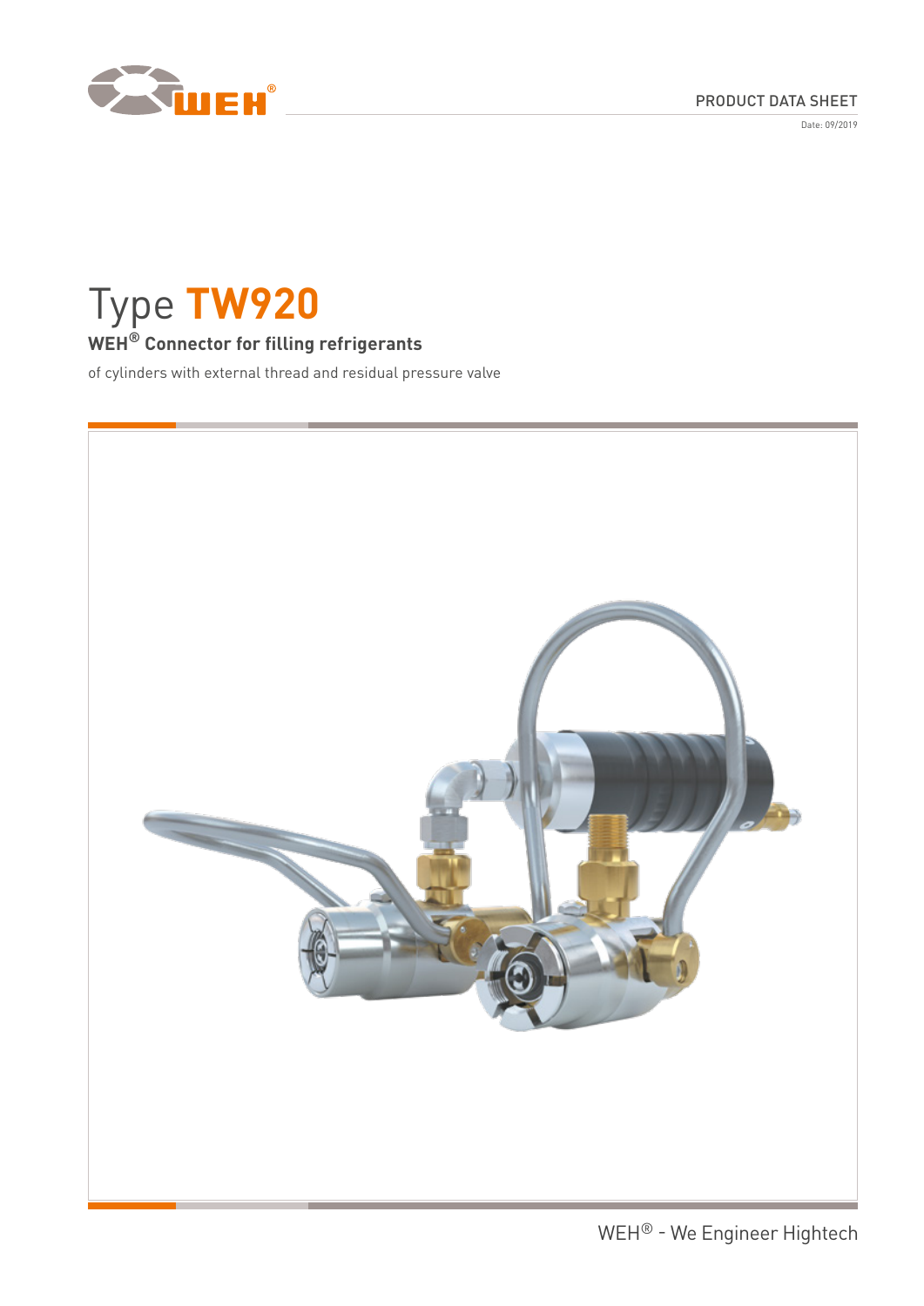PRODUCT DATA SHEET

Date: 09/2019

# Type **TW920**

## WEH® Connector for filling refrigerants

of cylinders with external thread and residual pressure valve

WEH® - We Engineer Hightech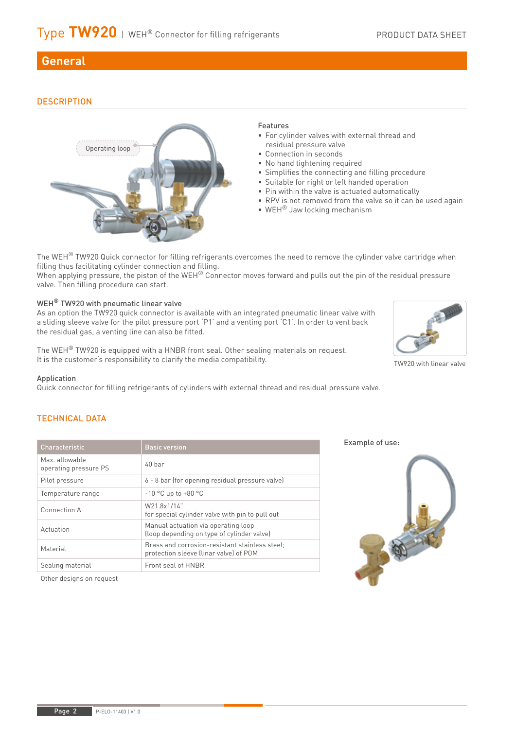## General

### DESCRIPTION

Operating loop

**Features**

- For cylinder valves with external thread and residual pressure valve
- Connection in seconds
- No hand tightening required
- Simplifies the connecting and filling procedure
- Suitable for right or left handed operation
- Pin within the valve is actuated automatically
- RPV is not removed from the valve so it can be used again
- WEH® Jaw locking mechanism

The WEH® TW920 Quick connector for filling refrigerants overcomes the need to remove the cylinder valve cartridge when filling thus facilitating cylinder connection and filling.
When applying pressure, the piston of the WEH® Connector moves forward and pulls out the pin of the residual pressure valve. Then filling procedure can start.

**WEH® TW920 with pneumatic linear valve**
As an option the TW920 quick connector is available with an integrated pneumatic linear valve with a sliding sleeve valve for the pilot pressure port 'P1' and a venting port 'C1'. In order to vent back the residual gas, a venting line can also be fitted.

The WEH® TW920 is equipped with a HNBR front seal. Other sealing materials on request.
It is the customer's responsibility to clarify the media compatibility.

TW920 with linear valve

**Application**
Quick connector for filling refrigerants of cylinders with external thread and residual pressure valve.

### TECHNICAL DATA

| Characteristic | Basic version |
|---|---|
| Max. allowable operating pressure PS | 40 bar |
| Pilot pressure | 6 - 8 bar (for opening residual pressure valve) |
| Temperature range | -10 °C up to +80 °C |
| Connection A | W21.8x1/14"<br>for special cylinder valve with pin to pull out |
| Actuation | Manual actuation via operating loop<br>(loop depending on type of cylinder valve) |
| Material | Brass and corrosion-resistant stainless steel;<br>protection sleeve (linar valve) of POM |
| Sealing material | Front seal of HNBR |

Other designs on request

**Example of use:**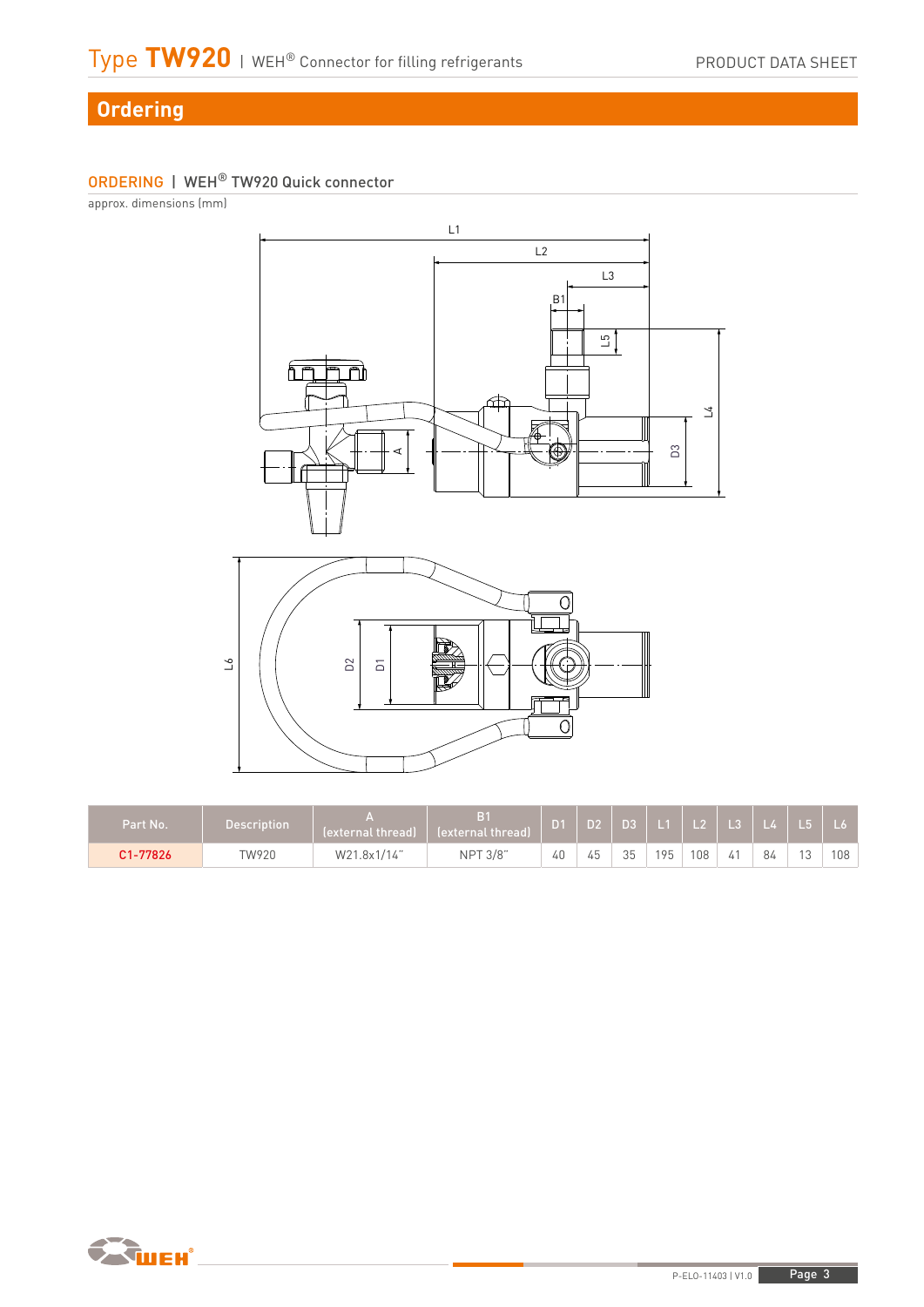# Ordering

## ORDERING | WEH® TW920 Quick connector

approx. dimensions (mm)

| Part No. | Description | A (external thread) | B1 (external thread) | D1 | D2 | D3 | L1 | L2 | L3 | L4 | L5 | L6 |
|---|---|---|---|---|---|---|---|---|---|---|---|---|
| C1-77826 | TW920 | W21.8x1/14" | NPT 3/8" | 40 | 45 | 35 | 195 | 108 | 41 | 84 | 13 | 108 |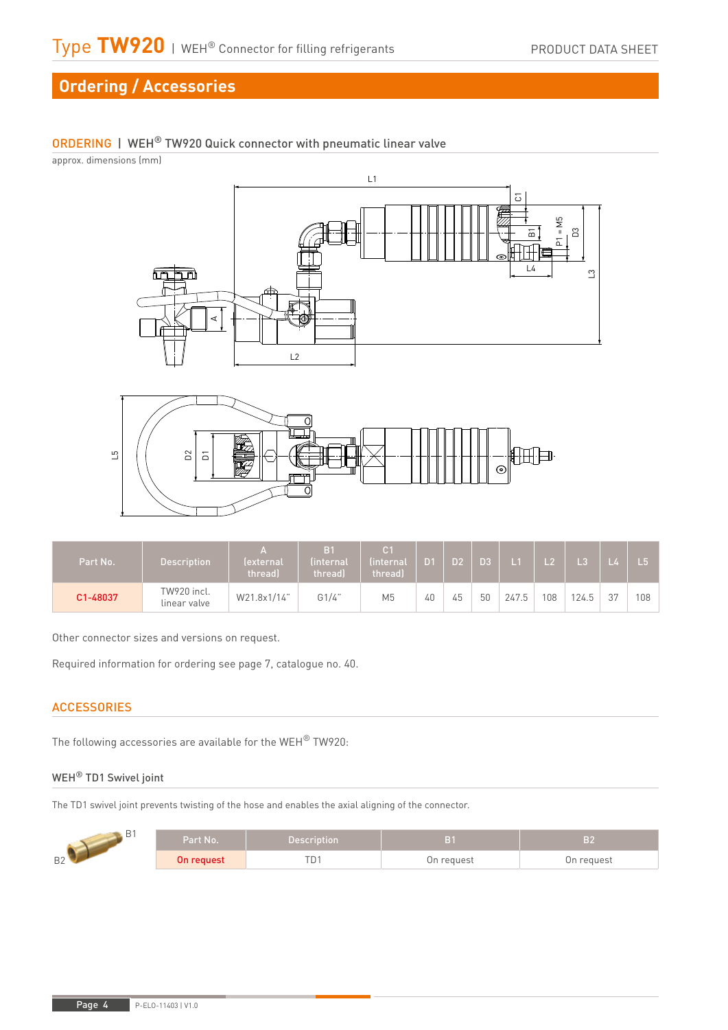# Ordering / Accessories

## ORDERING | WEH® TW920 Quick connector with pneumatic linear valve

approx. dimensions (mm)

| Part No. | Description | A (external thread) | B1 (internal thread) | C1 (internal thread) | D1 | D2 | D3 | L1 | L2 | L3 | L4 | L5 |
|---|---|---|---|---|---|---|---|---|---|---|---|---|
| C1-48037 | TW920 incl. linear valve | W21.8x1/14" | G1/4" | M5 | 40 | 45 | 50 | 247.5 | 108 | 124.5 | 37 | 108 |

Other connector sizes and versions on request.

Required information for ordering see page 7, catalogue no. 40.

## ACCESSORIES

The following accessories are available for the WEH® TW920:

### WEH® TD1 Swivel joint

The TD1 swivel joint prevents twisting of the hose and enables the axial aligning of the connector.

| Part No. | Description | B1 | B2 |
|---|---|---|---|
| On request | TD1 | On request | On request |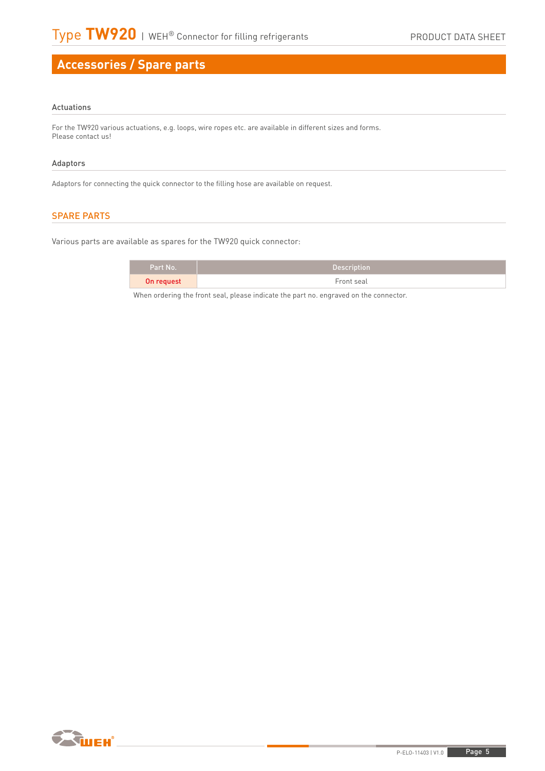# Accessories / Spare parts

### Actuations

For the TW920 various actuations, e.g. loops, wire ropes etc. are available in different sizes and forms.
Please contact us!

### Adaptors

Adaptors for connecting the quick connector to the filling hose are available on request.

## SPARE PARTS

Various parts are available as spares for the TW920 quick connector:

| Part No. | Description |
|---|---|
| On request | Front seal |

When ordering the front seal, please indicate the part no. engraved on the connector.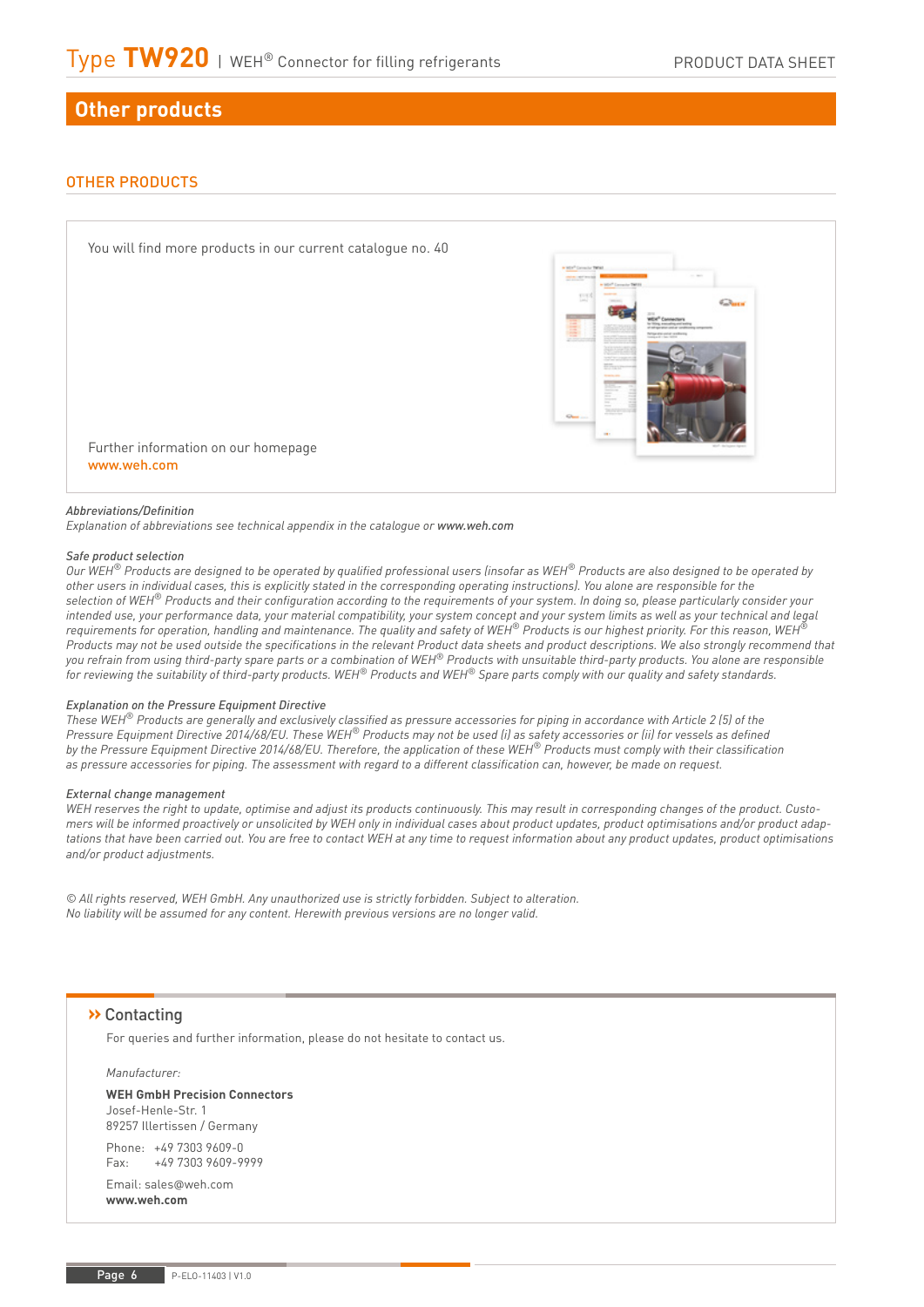## Other products

### OTHER PRODUCTS

You will find more products in our current catalogue no. 40

Further information on our homepage
www.weh.com

*Abbreviations/Definition*
*Explanation of abbreviations see technical appendix in the catalogue or* ***www.weh.com***

*Safe product selection*
*Our WEH® Products are designed to be operated by qualified professional users (insofar as WEH® Products are also designed to be operated by other users in individual cases, this is explicitly stated in the corresponding operating instructions). You alone are responsible for the selection of WEH® Products and their configuration according to the requirements of your system. In doing so, please particularly consider your intended use, your performance data, your material compatibility, your system concept and your system limits as well as your technical and legal requirements for operation, handling and maintenance. The quality and safety of WEH® Products is our highest priority. For this reason, WEH® Products may not be used outside the specifications in the relevant Product data sheets and product descriptions. We also strongly recommend that you refrain from using third-party spare parts or a combination of WEH® Products with unsuitable third-party products. You alone are responsible for reviewing the suitability of third-party products. WEH® Products and WEH® Spare parts comply with our quality and safety standards.*

*Explanation on the Pressure Equipment Directive*
*These WEH® Products are generally and exclusively classified as pressure accessories for piping in accordance with Article 2 (5) of the Pressure Equipment Directive 2014/68/EU. These WEH® Products may not be used (i) as safety accessories or (ii) for vessels as defined by the Pressure Equipment Directive 2014/68/EU. Therefore, the application of these WEH® Products must comply with their classification as pressure accessories for piping. The assessment with regard to a different classification can, however, be made on request.*

*External change management*
*WEH reserves the right to update, optimise and adjust its products continuously. This may result in corresponding changes of the product. Customers will be informed proactively or unsolicited by WEH only in individual cases about product updates, product optimisations and/or product adaptations that have been carried out. You are free to contact WEH at any time to request information about any product updates, product optimisations and/or product adjustments.*

*© All rights reserved, WEH GmbH. Any unauthorized use is strictly forbidden. Subject to alteration.*
*No liability will be assumed for any content. Herewith previous versions are no longer valid.*

### » Contacting

For queries and further information, please do not hesitate to contact us.

*Manufacturer:*

**WEH GmbH Precision Connectors**
Josef-Henle-Str. 1
89257 Illertissen / Germany

Phone: +49 7303 9609-0
Fax: +49 7303 9609-9999

Email: sales@weh.com
**www.weh.com**

P-ELO-11403 | V1.0